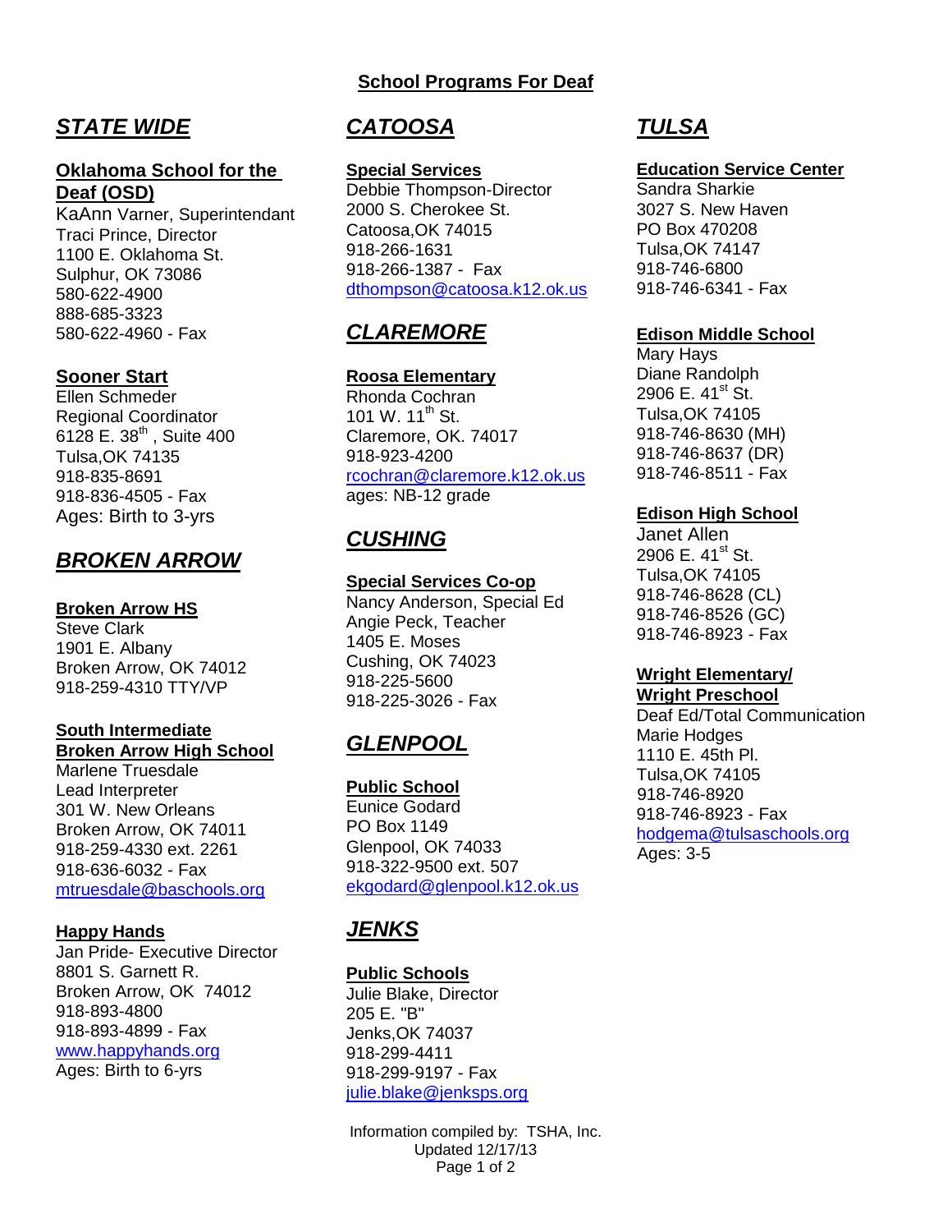# School Programs For Deaf

## *STATE WIDE*

### Oklahoma School for the Deaf (OSD)

KaAnn Varner, Superintendant
Traci Prince, Director
1100 E. Oklahoma St.
Sulphur, OK 73086
580-622-4900
888-685-3323
580-622-4960 - Fax

### Sooner Start

Ellen Schmeder
Regional Coordinator
6128 E. 38th , Suite 400
Tulsa,OK 74135
918-835-8691
918-836-4505 - Fax
Ages: Birth to 3-yrs

## *BROKEN ARROW*

### Broken Arrow HS

Steve Clark
1901 E. Albany
Broken Arrow, OK 74012
918-259-4310 TTY/VP

### South Intermediate Broken Arrow High School

Marlene Truesdale
Lead Interpreter
301 W. New Orleans
Broken Arrow, OK 74011
918-259-4330 ext. 2261
918-636-6032 - Fax
mtruesdale@baschools.org

### Happy Hands

Jan Pride- Executive Director
8801 S. Garnett R.
Broken Arrow, OK 74012
918-893-4800
918-893-4899 - Fax
www.happyhands.org
Ages: Birth to 6-yrs

## *CATOOSA*

### Special Services

Debbie Thompson-Director
2000 S. Cherokee St.
Catoosa,OK 74015
918-266-1631
918-266-1387 - Fax
dthompson@catoosa.k12.ok.us

## *CLAREMORE*

### Roosa Elementary

Rhonda Cochran
101 W. 11th St.
Claremore, OK. 74017
918-923-4200
rcochran@claremore.k12.ok.us
ages: NB-12 grade

## *CUSHING*

### Special Services Co-op

Nancy Anderson, Special Ed
Angie Peck, Teacher
1405 E. Moses
Cushing, OK 74023
918-225-5600
918-225-3026 - Fax

## *GLENPOOL*

### Public School

Eunice Godard
PO Box 1149
Glenpool, OK 74033
918-322-9500 ext. 507
ekgodard@glenpool.k12.ok.us

## *JENKS*

### Public Schools

Julie Blake, Director
205 E. "B"
Jenks,OK 74037
918-299-4411
918-299-9197 - Fax
julie.blake@jenksps.org

## *TULSA*

### Education Service Center

Sandra Sharkie
3027 S. New Haven
PO Box 470208
Tulsa,OK 74147
918-746-6800
918-746-6341 - Fax

### Edison Middle School

Mary Hays
Diane Randolph
2906 E. 41st St.
Tulsa,OK 74105
918-746-8630 (MH)
918-746-8637 (DR)
918-746-8511 - Fax

### Edison High School

Janet Allen
2906 E. 41st St.
Tulsa,OK 74105
918-746-8628 (CL)
918-746-8526 (GC)
918-746-8923 - Fax

### Wright Elementary/ Wright Preschool

Deaf Ed/Total Communication
Marie Hodges
1110 E. 45th Pl.
Tulsa,OK 74105
918-746-8920
918-746-8923 - Fax
hodgema@tulsaschools.org
Ages: 3-5

Information compiled by: TSHA, Inc.
Updated 12/17/13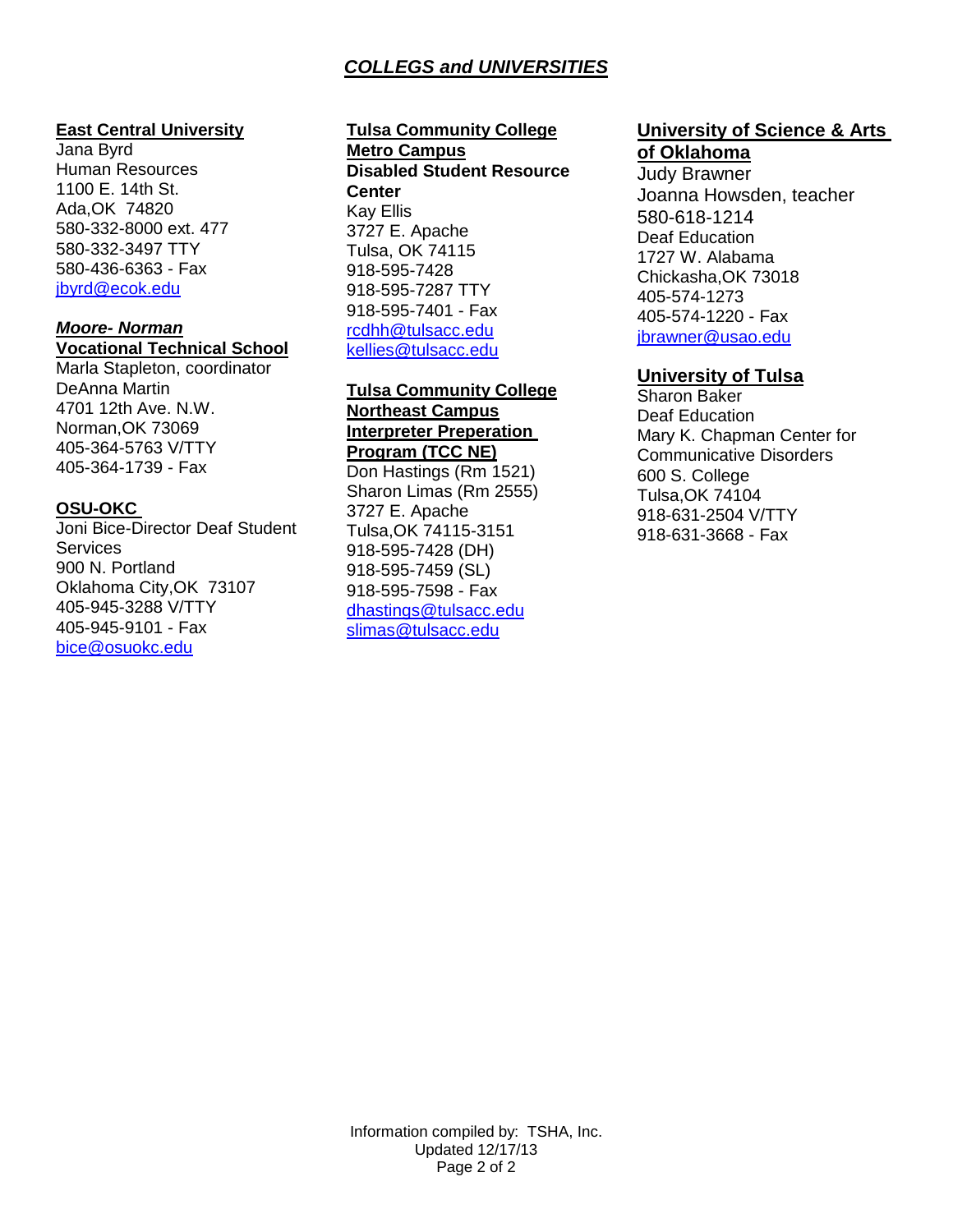## *COLLEGS and UNIVERSITIES*

**East Central University**
Jana Byrd
Human Resources
1100 E. 14th St.
Ada,OK 74820
580-332-8000 ext. 477
580-332-3497 TTY
580-436-6363 - Fax
jbyrd@ecok.edu

***Moore- Norman***
**Vocational Technical School**
Marla Stapleton, coordinator
DeAnna Martin
4701 12th Ave. N.W.
Norman,OK 73069
405-364-5763 V/TTY
405-364-1739 - Fax

**OSU-OKC**
Joni Bice-Director Deaf Student Services
900 N. Portland
Oklahoma City,OK 73107
405-945-3288 V/TTY
405-945-9101 - Fax
bice@osuokc.edu

**Tulsa Community College**
**Metro Campus**
**Disabled Student Resource Center**
Kay Ellis
3727 E. Apache
Tulsa, OK 74115
918-595-7428
918-595-7287 TTY
918-595-7401 - Fax
rcdhh@tulsacc.edu
kellies@tulsacc.edu

**Tulsa Community College**
**Northeast Campus**
**Interpreter Preperation Program (TCC NE)**
Don Hastings (Rm 1521)
Sharon Limas (Rm 2555)
3727 E. Apache
Tulsa,OK 74115-3151
918-595-7428 (DH)
918-595-7459 (SL)
918-595-7598 - Fax
dhastings@tulsacc.edu
slimas@tulsacc.edu

**University of Science & Arts of Oklahoma**
Judy Brawner
Joanna Howsden, teacher
580-618-1214
Deaf Education
1727 W. Alabama
Chickasha,OK 73018
405-574-1273
405-574-1220 - Fax
jbrawner@usao.edu

**University of Tulsa**
Sharon Baker
Deaf Education
Mary K. Chapman Center for Communicative Disorders
600 S. College
Tulsa,OK 74104
918-631-2504 V/TTY
918-631-3668 - Fax

Information compiled by: TSHA, Inc.
Updated 12/17/13